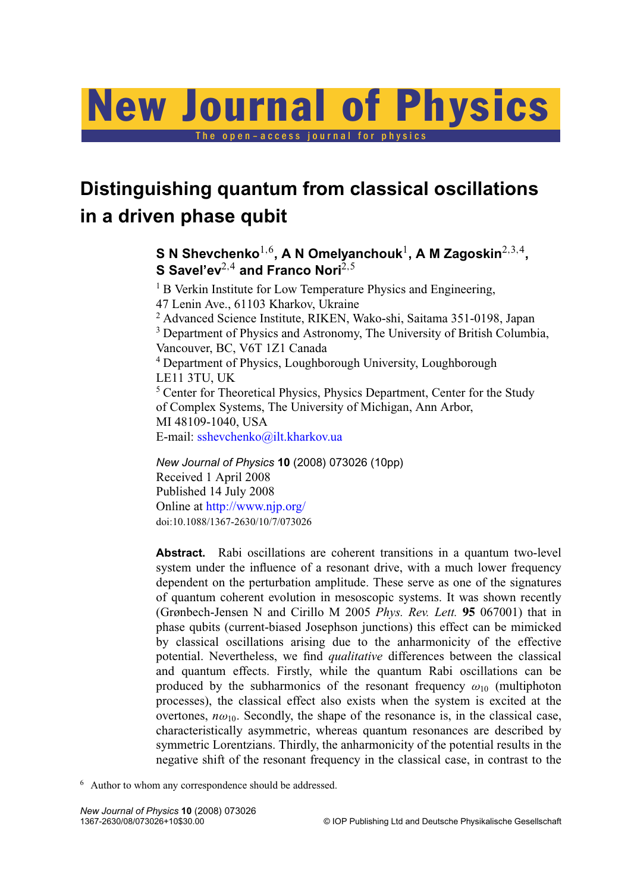New Journal of Physics

The open–access journal for physics

# Distinguishing quantum from classical oscillations in a driven phase qubit

**S N Shevchenko[1,6], A N Omelyanchouk[1], A M Zagoskin[2,3,4], S Savel'ev[2,4] and Franco Nori[2,5]**

[1] B Verkin Institute for Low Temperature Physics and Engineering, 47 Lenin Ave., 61103 Kharkov, Ukraine
[2] Advanced Science Institute, RIKEN, Wako-shi, Saitama 351-0198, Japan
[3] Department of Physics and Astronomy, The University of British Columbia, Vancouver, BC, V6T 1Z1 Canada
[4] Department of Physics, Loughborough University, Loughborough LE11 3TU, UK
[5] Center for Theoretical Physics, Physics Department, Center for the Study of Complex Systems, The University of Michigan, Ann Arbor, MI 48109-1040, USA
E-mail: sshevchenko@ilt.kharkov.ua

*New Journal of Physics* **10** (2008) 073026 (10pp)
Received 1 April 2008
Published 14 July 2008
Online at http://www.njp.org/
doi:10.1088/1367-2630/10/7/073026

**Abstract.** Rabi oscillations are coherent transitions in a quantum two-level system under the influence of a resonant drive, with a much lower frequency dependent on the perturbation amplitude. These serve as one of the signatures of quantum coherent evolution in mesoscopic systems. It was shown recently (Grønbech-Jensen N and Cirillo M 2005 *Phys. Rev. Lett.* **95** 067001) that in phase qubits (current-biased Josephson junctions) this effect can be mimicked by classical oscillations arising due to the anharmonicity of the effective potential. Nevertheless, we find *qualitative* differences between the classical and quantum effects. Firstly, while the quantum Rabi oscillations can be produced by the subharmonics of the resonant frequency $\omega_{10}$ (multiphoton processes), the classical effect also exists when the system is excited at the overtones, $n\omega_{10}$. Secondly, the shape of the resonance is, in the classical case, characteristically asymmetric, whereas quantum resonances are described by symmetric Lorentzians. Thirdly, the anharmonicity of the potential results in the negative shift of the resonant frequency in the classical case, in contrast to the

[6] Author to whom any correspondence should be addressed.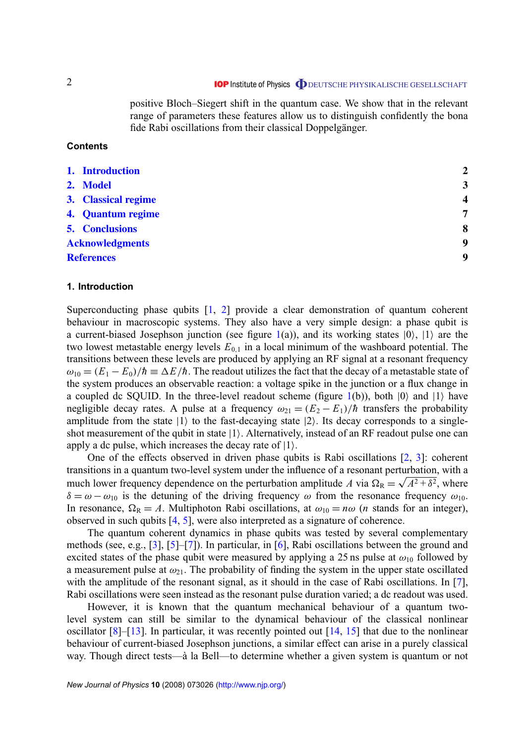positive Bloch–Siegert shift in the quantum case. We show that in the relevant range of parameters these features allow us to distinguish confidently the bona fide Rabi oscillations from their classical Doppelgänger.

**Contents**

| | |
|---|---|
| 1. Introduction | 2 |
| 2. Model | 3 |
| 3. Classical regime | 4 |
| 4. Quantum regime | 7 |
| 5. Conclusions | 8 |
| Acknowledgments | 9 |
| References | 9 |

## 1. Introduction

Superconducting phase qubits [1, 2] provide a clear demonstration of quantum coherent behaviour in macroscopic systems. They also have a very simple design: a phase qubit is a current-biased Josephson junction (see figure 1(a)), and its working states $|0\rangle$, $|1\rangle$ are the two lowest metastable energy levels $E_{0,1}$ in a local minimum of the washboard potential. The transitions between these levels are produced by applying an RF signal at a resonant frequency $\omega_{10} = (E_1 - E_0)/\hbar \equiv \Delta E/\hbar$. The readout utilizes the fact that the decay of a metastable state of the system produces an observable reaction: a voltage spike in the junction or a flux change in a coupled dc SQUID. In the three-level readout scheme (figure 1(b)), both $|0\rangle$ and $|1\rangle$ have negligible decay rates. A pulse at a frequency $\omega_{21} = (E_2 - E_1)/\hbar$ transfers the probability amplitude from the state $|1\rangle$ to the fast-decaying state $|2\rangle$. Its decay corresponds to a single-shot measurement of the qubit in state $|1\rangle$. Alternatively, instead of an RF readout pulse one can apply a dc pulse, which increases the decay rate of $|1\rangle$.

One of the effects observed in driven phase qubits is Rabi oscillations [2, 3]: coherent transitions in a quantum two-level system under the influence of a resonant perturbation, with a much lower frequency dependence on the perturbation amplitude $A$ via $\Omega_{\rm R} = \sqrt{A^2 + \delta^2}$, where $\delta = \omega - \omega_{10}$ is the detuning of the driving frequency $\omega$ from the resonance frequency $\omega_{10}$. In resonance, $\Omega_{\rm R} = A$. Multiphoton Rabi oscillations, at $\omega_{10} = n\omega$ ($n$ stands for an integer), observed in such qubits [4, 5], were also interpreted as a signature of coherence.

The quantum coherent dynamics in phase qubits was tested by several complementary methods (see, e.g., [3], [5]–[7]). In particular, in [6], Rabi oscillations between the ground and excited states of the phase qubit were measured by applying a 25 ns pulse at $\omega_{10}$ followed by a measurement pulse at $\omega_{21}$. The probability of finding the system in the upper state oscillated with the amplitude of the resonant signal, as it should in the case of Rabi oscillations. In [7], Rabi oscillations were seen instead as the resonant pulse duration varied; a dc readout was used.

However, it is known that the quantum mechanical behaviour of a quantum two-level system can still be similar to the dynamical behaviour of the classical nonlinear oscillator [8]–[13]. In particular, it was recently pointed out [14, 15] that due to the nonlinear behaviour of current-biased Josephson junctions, a similar effect can arise in a purely classical way. Though direct tests—à la Bell—to determine whether a given system is quantum or not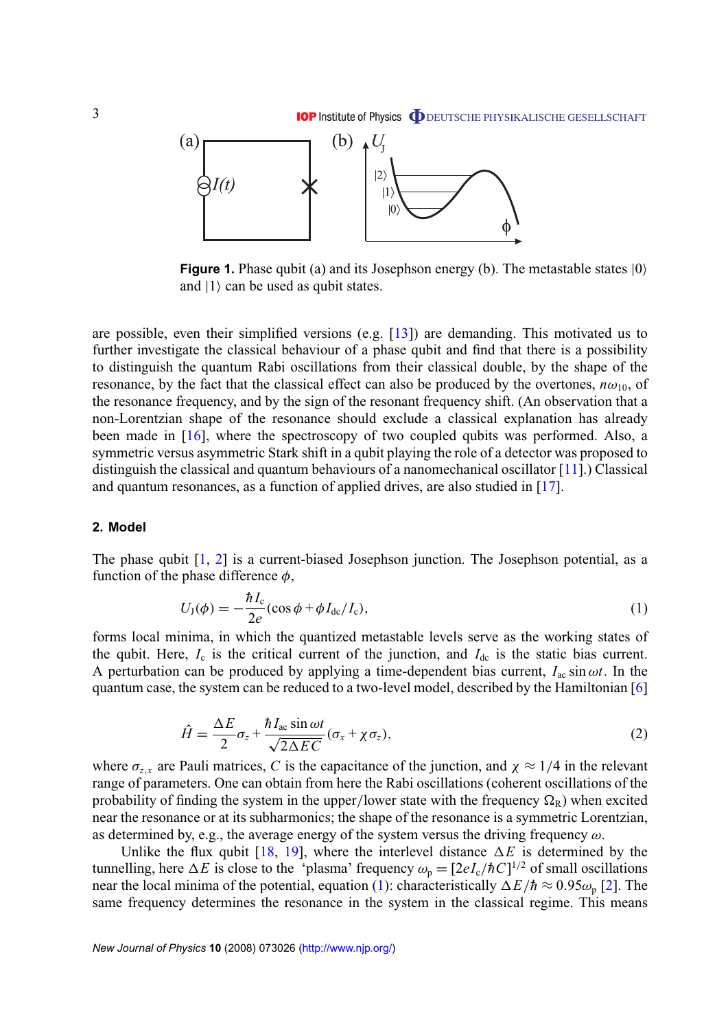Figure 1. Phase qubit (a) and its Josephson energy (b). The metastable states $|0\rangle$ and $|1\rangle$ can be used as qubit states.

are possible, even their simplified versions (e.g. [13]) are demanding. This motivated us to further investigate the classical behaviour of a phase qubit and find that there is a possibility to distinguish the quantum Rabi oscillations from their classical double, by the shape of the resonance, by the fact that the classical effect can also be produced by the overtones, $n\omega_{10}$, of the resonance frequency, and by the sign of the resonant frequency shift. (An observation that a non-Lorentzian shape of the resonance should exclude a classical explanation has already been made in [16], where the spectroscopy of two coupled qubits was performed. Also, a symmetric versus asymmetric Stark shift in a qubit playing the role of a detector was proposed to distinguish the classical and quantum behaviours of a nanomechanical oscillator [11].) Classical and quantum resonances, as a function of applied drives, are also studied in [17].

## 2. Model

The phase qubit [1, 2] is a current-biased Josephson junction. The Josephson potential, as a function of the phase difference $\phi$,

$$U_{\mathrm{J}}(\phi) = -\frac{\hbar I_{\mathrm{c}}}{2e}(\cos\phi + \phi I_{\mathrm{dc}}/I_{\mathrm{c}}), \tag{1}$$

forms local minima, in which the quantized metastable levels serve as the working states of the qubit. Here, $I_{\mathrm{c}}$ is the critical current of the junction, and $I_{\mathrm{dc}}$ is the static bias current. A perturbation can be produced by applying a time-dependent bias current, $I_{\mathrm{ac}}\sin\omega t$. In the quantum case, the system can be reduced to a two-level model, described by the Hamiltonian [6]

$$\hat{H} = \frac{\Delta E}{2}\sigma_z + \frac{\hbar I_{\mathrm{ac}}\sin\omega t}{\sqrt{2\Delta E C}}(\sigma_x + \chi\sigma_z), \tag{2}$$

where $\sigma_{z,x}$ are Pauli matrices, $C$ is the capacitance of the junction, and $\chi \approx 1/4$ in the relevant range of parameters. One can obtain from here the Rabi oscillations (coherent oscillations of the probability of finding the system in the upper/lower state with the frequency $\Omega_{\mathrm{R}}$) when excited near the resonance or at its subharmonics; the shape of the resonance is a symmetric Lorentzian, as determined by, e.g., the average energy of the system versus the driving frequency $\omega$.

Unlike the flux qubit [18, 19], where the interlevel distance $\Delta E$ is determined by the tunnelling, here $\Delta E$ is close to the 'plasma' frequency $\omega_{\mathrm{p}} = [2eI_{\mathrm{c}}/\hbar C]^{1/2}$ of small oscillations near the local minima of the potential, equation (1): characteristically $\Delta E/\hbar \approx 0.95\omega_{\mathrm{p}}$ [2]. The same frequency determines the resonance in the system in the classical regime. This means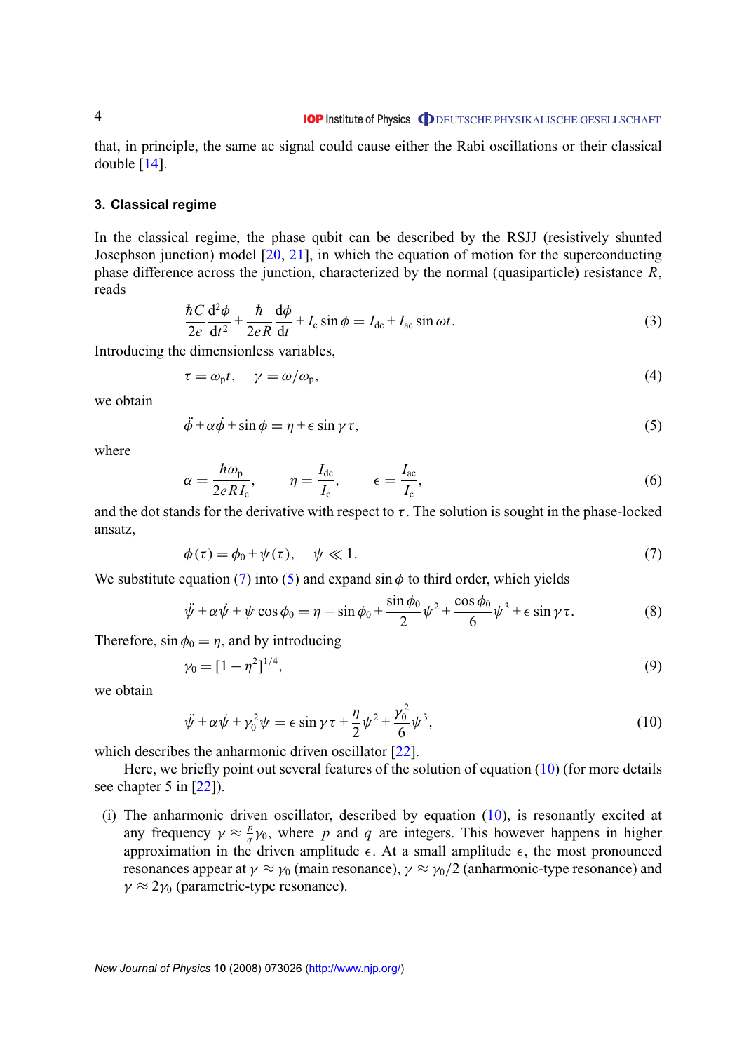that, in principle, the same ac signal could cause either the Rabi oscillations or their classical double [14].

## 3. Classical regime

In the classical regime, the phase qubit can be described by the RSJJ (resistively shunted Josephson junction) model [20, 21], in which the equation of motion for the superconducting phase difference across the junction, characterized by the normal (quasiparticle) resistance $R$, reads

$$\frac{\hbar C}{2e}\frac{\mathrm{d}^2\phi}{\mathrm{d}t^2} + \frac{\hbar}{2eR}\frac{\mathrm{d}\phi}{\mathrm{d}t} + I_\mathrm{c}\sin\phi = I_\mathrm{dc} + I_\mathrm{ac}\sin\omega t. \tag{3}$$

Introducing the dimensionless variables,

$$\tau = \omega_\mathrm{p} t, \quad \gamma = \omega/\omega_\mathrm{p}, \tag{4}$$

we obtain

$$\ddot{\phi} + \alpha\dot{\phi} + \sin\phi = \eta + \epsilon\sin\gamma\tau, \tag{5}$$

where

$$\alpha = \frac{\hbar\omega_\mathrm{p}}{2eRI_\mathrm{c}}, \qquad \eta = \frac{I_\mathrm{dc}}{I_\mathrm{c}}, \qquad \epsilon = \frac{I_\mathrm{ac}}{I_\mathrm{c}}, \tag{6}$$

and the dot stands for the derivative with respect to $\tau$. The solution is sought in the phase-locked ansatz,

$$\phi(\tau) = \phi_0 + \psi(\tau), \quad \psi \ll 1. \tag{7}$$

We substitute equation (7) into (5) and expand $\sin\phi$ to third order, which yields

$$\ddot{\psi} + \alpha\dot{\psi} + \psi\cos\phi_0 = \eta - \sin\phi_0 + \frac{\sin\phi_0}{2}\psi^2 + \frac{\cos\phi_0}{6}\psi^3 + \epsilon\sin\gamma\tau. \tag{8}$$

Therefore, $\sin\phi_0 = \eta$, and by introducing

$$\gamma_0 = [1-\eta^2]^{1/4}, \tag{9}$$

we obtain

$$\ddot{\psi} + \alpha\dot{\psi} + \gamma_0^2\psi = \epsilon\sin\gamma\tau + \frac{\eta}{2}\psi^2 + \frac{\gamma_0^2}{6}\psi^3, \tag{10}$$

which describes the anharmonic driven oscillator [22].

Here, we briefly point out several features of the solution of equation (10) (for more details see chapter 5 in [22]).

(i) The anharmonic driven oscillator, described by equation (10), is resonantly excited at any frequency $\gamma \approx \frac{p}{q}\gamma_0$, where $p$ and $q$ are integers. This however happens in higher approximation in the driven amplitude $\epsilon$. At a small amplitude $\epsilon$, the most pronounced resonances appear at $\gamma \approx \gamma_0$ (main resonance), $\gamma \approx \gamma_0/2$ (anharmonic-type resonance) and $\gamma \approx 2\gamma_0$ (parametric-type resonance).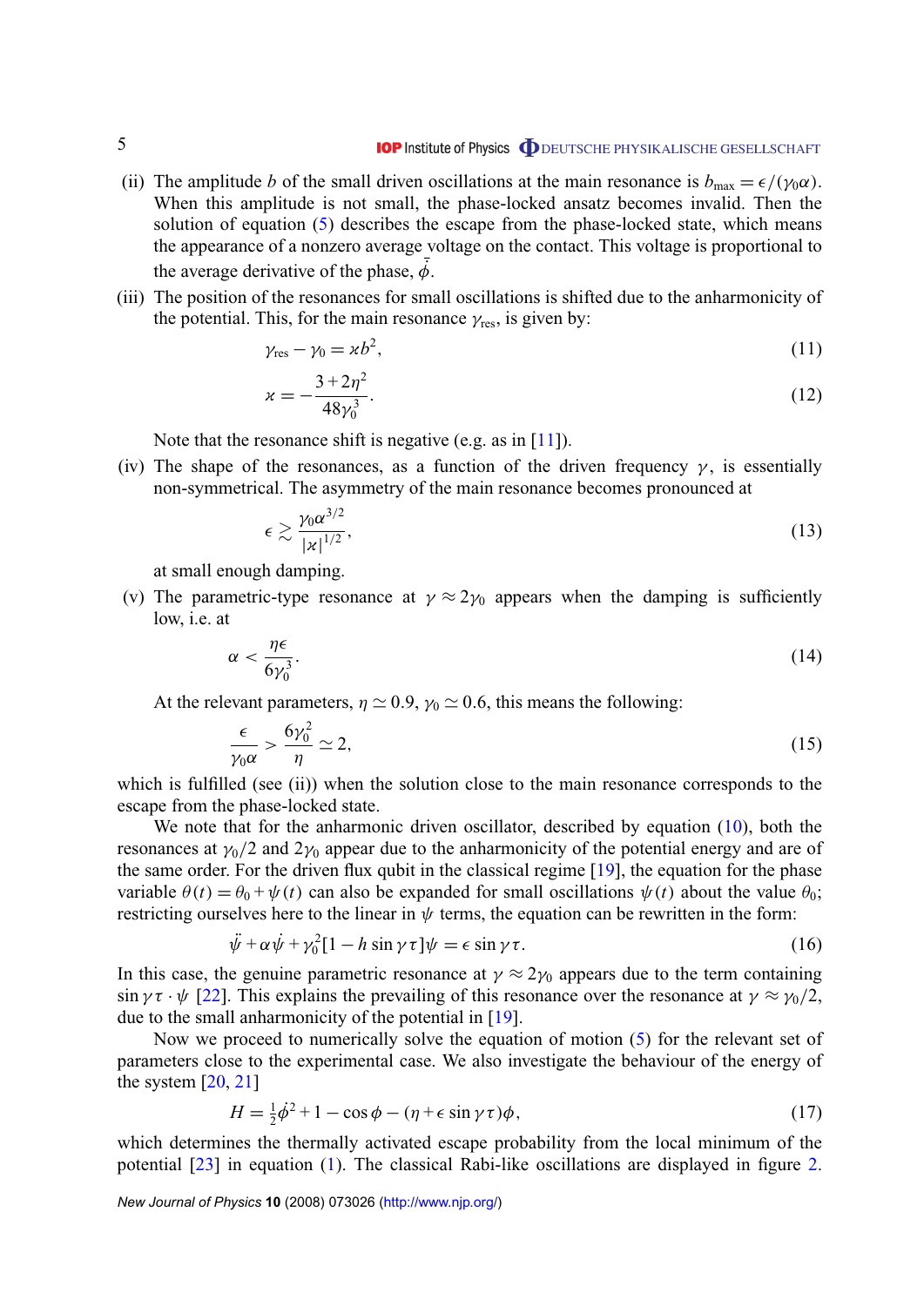(ii) The amplitude $b$ of the small driven oscillations at the main resonance is $b_{\max} = \epsilon/(\gamma_0\alpha)$. When this amplitude is not small, the phase-locked ansatz becomes invalid. Then the solution of equation (5) describes the escape from the phase-locked state, which means the appearance of a nonzero average voltage on the contact. This voltage is proportional to the average derivative of the phase, $\bar{\dot{\phi}}$.

(iii) The position of the resonances for small oscillations is shifted due to the anharmonicity of the potential. This, for the main resonance $\gamma_{\mathrm{res}}$, is given by:

$$\gamma_{\mathrm{res}} - \gamma_0 = \varkappa b^2, \tag{11}$$

$$\varkappa = -\frac{3+2\eta^2}{48\gamma_0^3}. \tag{12}$$

Note that the resonance shift is negative (e.g. as in [11]).

(iv) The shape of the resonances, as a function of the driven frequency $\gamma$, is essentially non-symmetrical. The asymmetry of the main resonance becomes pronounced at

$$\epsilon \gtrsim \frac{\gamma_0 \alpha^{3/2}}{|\varkappa|^{1/2}}, \tag{13}$$

at small enough damping.

(v) The parametric-type resonance at $\gamma \approx 2\gamma_0$ appears when the damping is sufficiently low, i.e. at

$$\alpha < \frac{\eta\epsilon}{6\gamma_0^3}. \tag{14}$$

At the relevant parameters, $\eta \simeq 0.9$, $\gamma_0 \simeq 0.6$, this means the following:

$$\frac{\epsilon}{\gamma_0\alpha} > \frac{6\gamma_0^2}{\eta} \simeq 2, \tag{15}$$

which is fulfilled (see (ii)) when the solution close to the main resonance corresponds to the escape from the phase-locked state.

We note that for the anharmonic driven oscillator, described by equation (10), both the resonances at $\gamma_0/2$ and $2\gamma_0$ appear due to the anharmonicity of the potential energy and are of the same order. For the driven flux qubit in the classical regime [19], the equation for the phase variable $\theta(t) = \theta_0 + \psi(t)$ can also be expanded for small oscillations $\psi(t)$ about the value $\theta_0$; restricting ourselves here to the linear in $\psi$ terms, the equation can be rewritten in the form:

$$\ddot{\psi} + \alpha\dot{\psi} + \gamma_0^2[1 - h\sin\gamma\tau]\psi = \epsilon\sin\gamma\tau. \tag{16}$$

In this case, the genuine parametric resonance at $\gamma \approx 2\gamma_0$ appears due to the term containing $\sin\gamma\tau \cdot \psi$ [22]. This explains the prevailing of this resonance over the resonance at $\gamma \approx \gamma_0/2$, due to the small anharmonicity of the potential in [19].

Now we proceed to numerically solve the equation of motion (5) for the relevant set of parameters close to the experimental case. We also investigate the behaviour of the energy of the system [20, 21]

$$H = \tfrac{1}{2}\dot{\phi}^2 + 1 - \cos\phi - (\eta + \epsilon\sin\gamma\tau)\phi, \tag{17}$$

which determines the thermally activated escape probability from the local minimum of the potential [23] in equation (1). The classical Rabi-like oscillations are displayed in figure 2.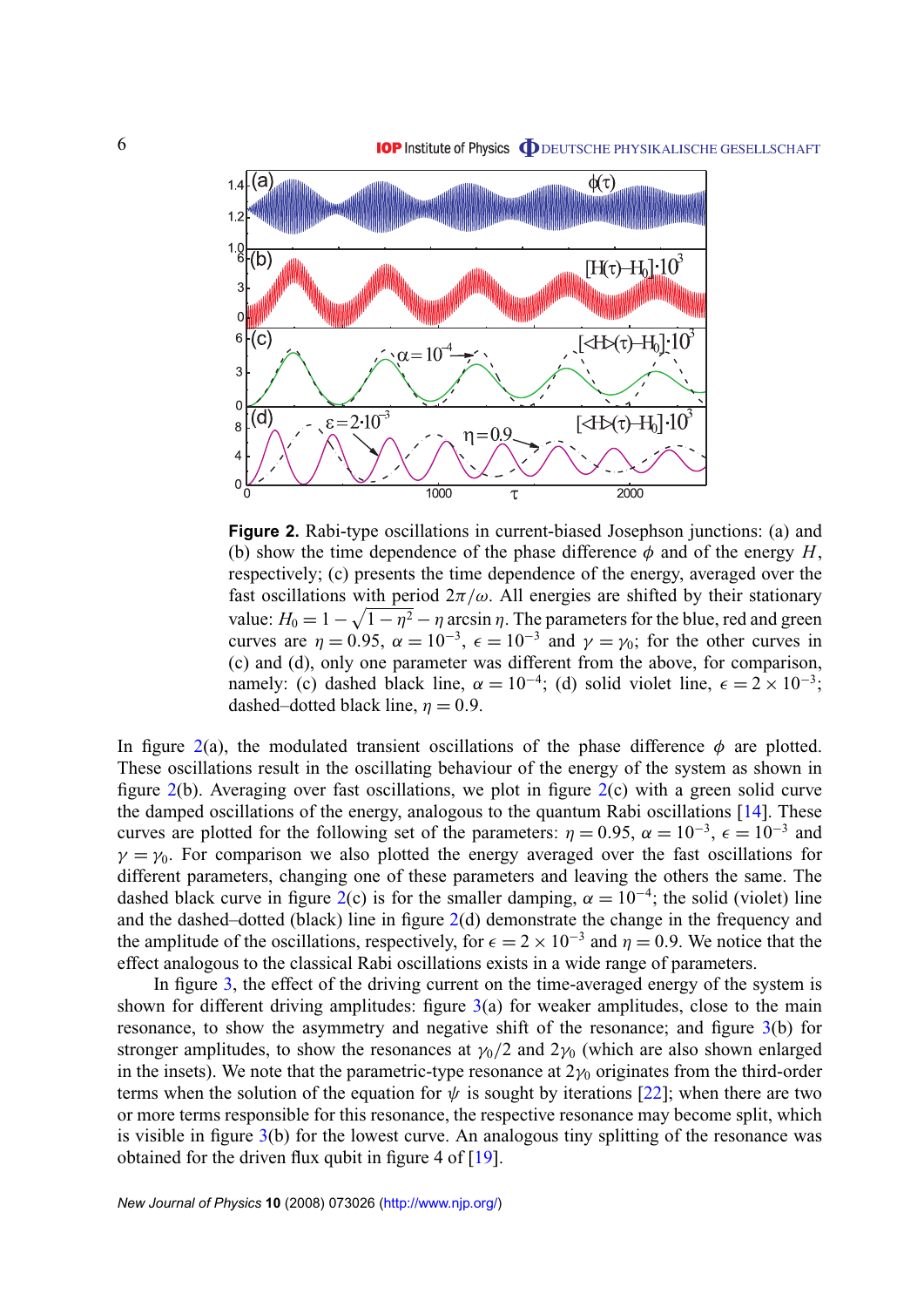**Figure 2.** Rabi-type oscillations in current-biased Josephson junctions: (a) and (b) show the time dependence of the phase difference $\phi$ and of the energy $H$, respectively; (c) presents the time dependence of the energy, averaged over the fast oscillations with period $2\pi/\omega$. All energies are shifted by their stationary value: $H_0 = 1 - \sqrt{1-\eta^2} - \eta \arcsin \eta$. The parameters for the blue, red and green curves are $\eta = 0.95$, $\alpha = 10^{-3}$, $\epsilon = 10^{-3}$ and $\gamma = \gamma_0$; for the other curves in (c) and (d), only one parameter was different from the above, for comparison, namely: (c) dashed black line, $\alpha = 10^{-4}$; (d) solid violet line, $\epsilon = 2 \times 10^{-3}$; dashed–dotted black line, $\eta = 0.9$.

In figure 2(a), the modulated transient oscillations of the phase difference $\phi$ are plotted. These oscillations result in the oscillating behaviour of the energy of the system as shown in figure 2(b). Averaging over fast oscillations, we plot in figure 2(c) with a green solid curve the damped oscillations of the energy, analogous to the quantum Rabi oscillations [14]. These curves are plotted for the following set of the parameters: $\eta = 0.95$, $\alpha = 10^{-3}$, $\epsilon = 10^{-3}$ and $\gamma = \gamma_0$. For comparison we also plotted the energy averaged over the fast oscillations for different parameters, changing one of these parameters and leaving the others the same. The dashed black curve in figure 2(c) is for the smaller damping, $\alpha = 10^{-4}$; the solid (violet) line and the dashed–dotted (black) line in figure 2(d) demonstrate the change in the frequency and the amplitude of the oscillations, respectively, for $\epsilon = 2 \times 10^{-3}$ and $\eta = 0.9$. We notice that the effect analogous to the classical Rabi oscillations exists in a wide range of parameters.

In figure 3, the effect of the driving current on the time-averaged energy of the system is shown for different driving amplitudes: figure 3(a) for weaker amplitudes, close to the main resonance, to show the asymmetry and negative shift of the resonance; and figure 3(b) for stronger amplitudes, to show the resonances at $\gamma_0/2$ and $2\gamma_0$ (which are also shown enlarged in the insets). We note that the parametric-type resonance at $2\gamma_0$ originates from the third-order terms when the solution of the equation for $\psi$ is sought by iterations [22]; when there are two or more terms responsible for this resonance, the respective resonance may become split, which is visible in figure 3(b) for the lowest curve. An analogous tiny splitting of the resonance was obtained for the driven flux qubit in figure 4 of [19].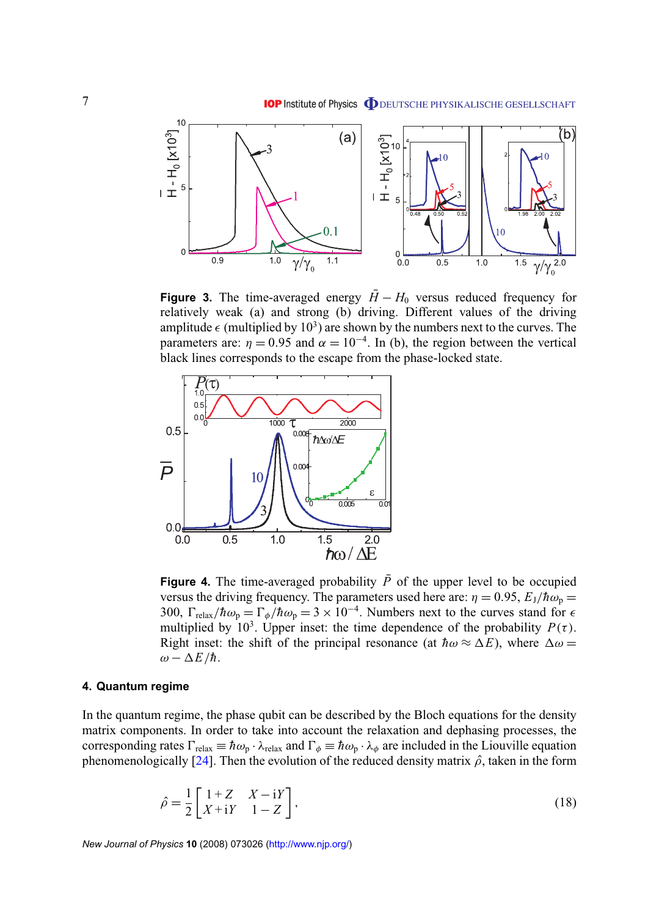**Figure 3.** The time-averaged energy $\bar{H} - H_0$ versus reduced frequency for relatively weak (a) and strong (b) driving. Different values of the driving amplitude $\epsilon$ (multiplied by $10^3$) are shown by the numbers next to the curves. The parameters are: $\eta = 0.95$ and $\alpha = 10^{-4}$. In (b), the region between the vertical black lines corresponds to the escape from the phase-locked state.

**Figure 4.** The time-averaged probability $\bar{P}$ of the upper level to be occupied versus the driving frequency. The parameters used here are: $\eta = 0.95$, $E_J/\hbar\omega_p = 300$, $\Gamma_{\text{relax}}/\hbar\omega_p = \Gamma_\phi/\hbar\omega_p = 3 \times 10^{-4}$. Numbers next to the curves stand for $\epsilon$ multiplied by $10^3$. Upper inset: the time dependence of the probability $P(\tau)$. Right inset: the shift of the principal resonance (at $\hbar\omega \approx \Delta E$), where $\Delta\omega = \omega - \Delta E/\hbar$.

## 4. Quantum regime

In the quantum regime, the phase qubit can be described by the Bloch equations for the density matrix components. In order to take into account the relaxation and dephasing processes, the corresponding rates $\Gamma_{\text{relax}} \equiv \hbar\omega_p \cdot \lambda_{\text{relax}}$ and $\Gamma_\phi \equiv \hbar\omega_p \cdot \lambda_\phi$ are included in the Liouville equation phenomenologically [24]. Then the evolution of the reduced density matrix $\hat{\rho}$, taken in the form

$$\hat{\rho} = \frac{1}{2}\begin{bmatrix} 1+Z & X-\mathrm{i}Y \\ X+\mathrm{i}Y & 1-Z \end{bmatrix}, \tag{18}$$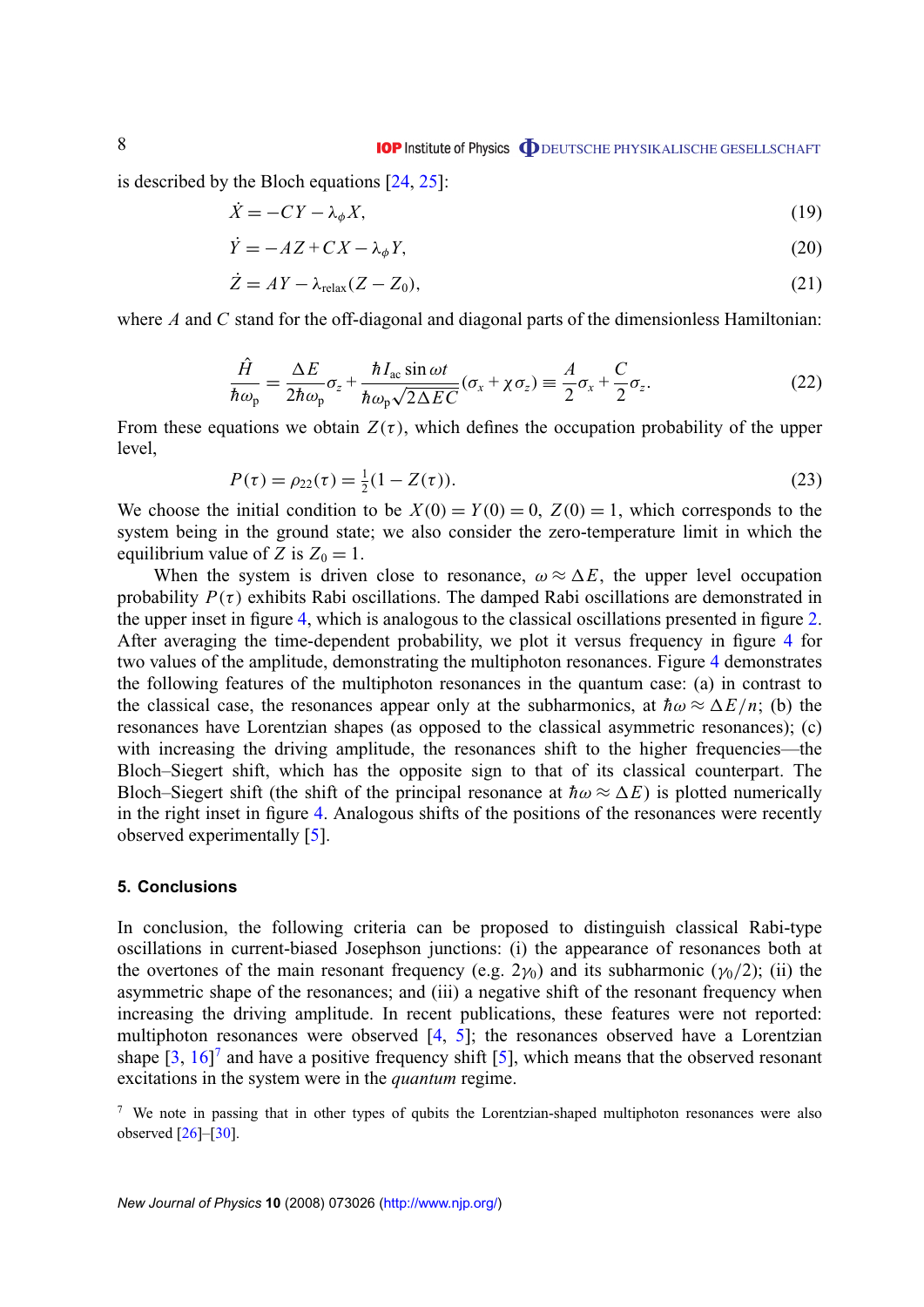is described by the Bloch equations [24, 25]:

$$\dot{X} = -CY - \lambda_\phi X, \tag{19}$$

$$\dot{Y} = -AZ + CX - \lambda_\phi Y, \tag{20}$$

$$\dot{Z} = AY - \lambda_{\mathrm{relax}}(Z - Z_0), \tag{21}$$

where $A$ and $C$ stand for the off-diagonal and diagonal parts of the dimensionless Hamiltonian:

$$\frac{\hat{H}}{\hbar\omega_{\mathrm{p}}} = \frac{\Delta E}{2\hbar\omega_{\mathrm{p}}}\sigma_z + \frac{\hbar I_{\mathrm{ac}}\sin\omega t}{\hbar\omega_{\mathrm{p}}\sqrt{2\Delta E C}}(\sigma_x + \chi\sigma_z) \equiv \frac{A}{2}\sigma_x + \frac{C}{2}\sigma_z. \tag{22}$$

From these equations we obtain $Z(\tau)$, which defines the occupation probability of the upper level,

$$P(\tau) = \rho_{22}(\tau) = \tfrac{1}{2}(1 - Z(\tau)). \tag{23}$$

We choose the initial condition to be $X(0) = Y(0) = 0$, $Z(0) = 1$, which corresponds to the system being in the ground state; we also consider the zero-temperature limit in which the equilibrium value of $Z$ is $Z_0 = 1$.

When the system is driven close to resonance, $\omega \approx \Delta E$, the upper level occupation probability $P(\tau)$ exhibits Rabi oscillations. The damped Rabi oscillations are demonstrated in the upper inset in figure 4, which is analogous to the classical oscillations presented in figure 2. After averaging the time-dependent probability, we plot it versus frequency in figure 4 for two values of the amplitude, demonstrating the multiphoton resonances. Figure 4 demonstrates the following features of the multiphoton resonances in the quantum case: (a) in contrast to the classical case, the resonances appear only at the subharmonics, at $\hbar\omega \approx \Delta E/n$; (b) the resonances have Lorentzian shapes (as opposed to the classical asymmetric resonances); (c) with increasing the driving amplitude, the resonances shift to the higher frequencies—the Bloch–Siegert shift, which has the opposite sign to that of its classical counterpart. The Bloch–Siegert shift (the shift of the principal resonance at $\hbar\omega \approx \Delta E$) is plotted numerically in the right inset in figure 4. Analogous shifts of the positions of the resonances were recently observed experimentally [5].

## 5. Conclusions

In conclusion, the following criteria can be proposed to distinguish classical Rabi-type oscillations in current-biased Josephson junctions: (i) the appearance of resonances both at the overtones of the main resonant frequency (e.g. $2\gamma_0$) and its subharmonic ($\gamma_0/2$); (ii) the asymmetric shape of the resonances; and (iii) a negative shift of the resonant frequency when increasing the driving amplitude. In recent publications, these features were not reported: multiphoton resonances were observed [4, 5]; the resonances observed have a Lorentzian shape [3, 16][7] and have a positive frequency shift [5], which means that the observed resonant excitations in the system were in the *quantum* regime.

[7] We note in passing that in other types of qubits the Lorentzian-shaped multiphoton resonances were also observed [26]–[30].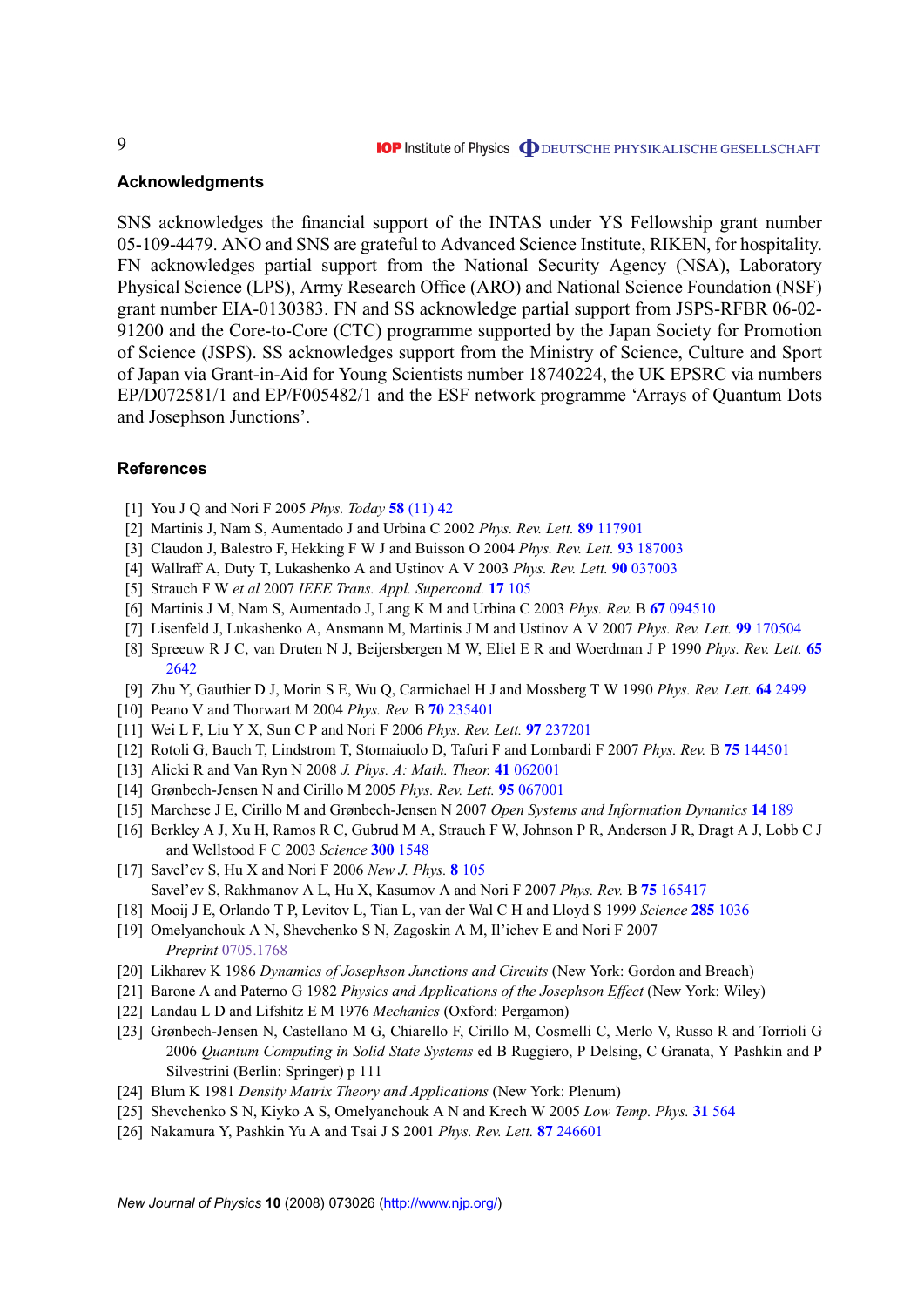## Acknowledgments

SNS acknowledges the financial support of the INTAS under YS Fellowship grant number 05-109-4479. ANO and SNS are grateful to Advanced Science Institute, RIKEN, for hospitality. FN acknowledges partial support from the National Security Agency (NSA), Laboratory Physical Science (LPS), Army Research Office (ARO) and National Science Foundation (NSF) grant number EIA-0130383. FN and SS acknowledge partial support from JSPS-RFBR 06-02-91200 and the Core-to-Core (CTC) programme supported by the Japan Society for Promotion of Science (JSPS). SS acknowledges support from the Ministry of Science, Culture and Sport of Japan via Grant-in-Aid for Young Scientists number 18740224, the UK EPSRC via numbers EP/D072581/1 and EP/F005482/1 and the ESF network programme 'Arrays of Quantum Dots and Josephson Junctions'.

## References

[1] You J Q and Nori F 2005 *Phys. Today* **58** (11) 42

[2] Martinis J, Nam S, Aumentado J and Urbina C 2002 *Phys. Rev. Lett.* **89** 117901

[3] Claudon J, Balestro F, Hekking F W J and Buisson O 2004 *Phys. Rev. Lett.* **93** 187003

[4] Wallraff A, Duty T, Lukashenko A and Ustinov A V 2003 *Phys. Rev. Lett.* **90** 037003

[5] Strauch F W *et al* 2007 *IEEE Trans. Appl. Supercond.* **17** 105

[6] Martinis J M, Nam S, Aumentado J, Lang K M and Urbina C 2003 *Phys. Rev.* B **67** 094510

[7] Lisenfeld J, Lukashenko A, Ansmann M, Martinis J M and Ustinov A V 2007 *Phys. Rev. Lett.* **99** 170504

[8] Spreeuw R J C, van Druten N J, Beijersbergen M W, Eliel E R and Woerdman J P 1990 *Phys. Rev. Lett.* **65** 2642

[9] Zhu Y, Gauthier D J, Morin S E, Wu Q, Carmichael H J and Mossberg T W 1990 *Phys. Rev. Lett.* **64** 2499

[10] Peano V and Thorwart M 2004 *Phys. Rev.* B **70** 235401

[11] Wei L F, Liu Y X, Sun C P and Nori F 2006 *Phys. Rev. Lett.* **97** 237201

[12] Rotoli G, Bauch T, Lindstrom T, Stornaiuolo D, Tafuri F and Lombardi F 2007 *Phys. Rev.* B **75** 144501

[13] Alicki R and Van Ryn N 2008 *J. Phys. A: Math. Theor.* **41** 062001

[14] Grønbech-Jensen N and Cirillo M 2005 *Phys. Rev. Lett.* **95** 067001

[15] Marchese J E, Cirillo M and Grønbech-Jensen N 2007 *Open Systems and Information Dynamics* **14** 189

[16] Berkley A J, Xu H, Ramos R C, Gubrud M A, Strauch F W, Johnson P R, Anderson J R, Dragt A J, Lobb C J and Wellstood F C 2003 *Science* **300** 1548

[17] Savel'ev S, Hu X and Nori F 2006 *New J. Phys.* **8** 105
Savel'ev S, Rakhmanov A L, Hu X, Kasumov A and Nori F 2007 *Phys. Rev.* B **75** 165417

[18] Mooij J E, Orlando T P, Levitov L, Tian L, van der Wal C H and Lloyd S 1999 *Science* **285** 1036

[19] Omelyanchouk A N, Shevchenko S N, Zagoskin A M, Il'ichev E and Nori F 2007 *Preprint* 0705.1768

[20] Likharev K 1986 *Dynamics of Josephson Junctions and Circuits* (New York: Gordon and Breach)

[21] Barone A and Paterno G 1982 *Physics and Applications of the Josephson Effect* (New York: Wiley)

[22] Landau L D and Lifshitz E M 1976 *Mechanics* (Oxford: Pergamon)

[23] Grønbech-Jensen N, Castellano M G, Chiarello F, Cirillo M, Cosmelli C, Merlo V, Russo R and Torrioli G 2006 *Quantum Computing in Solid State Systems* ed B Ruggiero, P Delsing, C Granata, Y Pashkin and P Silvestrini (Berlin: Springer) p 111

[24] Blum K 1981 *Density Matrix Theory and Applications* (New York: Plenum)

[25] Shevchenko S N, Kiyko A S, Omelyanchouk A N and Krech W 2005 *Low Temp. Phys.* **31** 564

[26] Nakamura Y, Pashkin Yu A and Tsai J S 2001 *Phys. Rev. Lett.* **87** 246601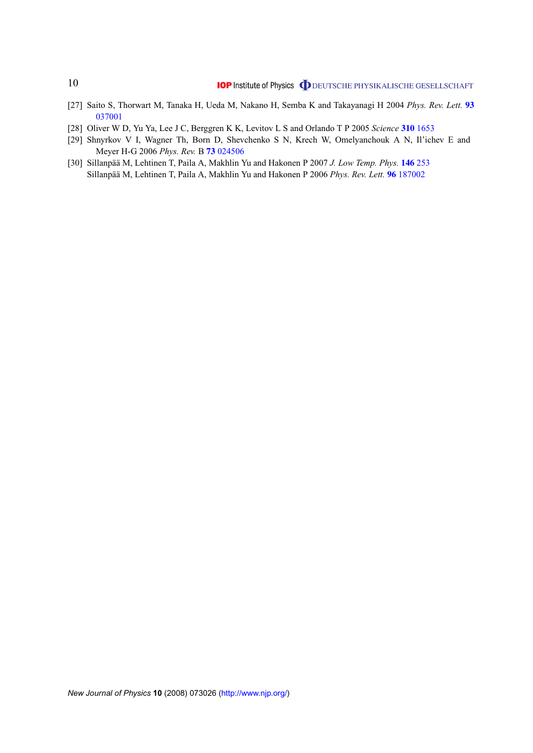[27] Saito S, Thorwart M, Tanaka H, Ueda M, Nakano H, Semba K and Takayanagi H 2004 *Phys. Rev. Lett.* **93** 037001

[28] Oliver W D, Yu Ya, Lee J C, Berggren K K, Levitov L S and Orlando T P 2005 *Science* **310** 1653

[29] Shnyrkov V I, Wagner Th, Born D, Shevchenko S N, Krech W, Omelyanchouk A N, Il'ichev E and Meyer H-G 2006 *Phys. Rev.* B **73** 024506

[30] Sillanpää M, Lehtinen T, Paila A, Makhlin Yu and Hakonen P 2007 *J. Low Temp. Phys.* **146** 253
Sillanpää M, Lehtinen T, Paila A, Makhlin Yu and Hakonen P 2006 *Phys. Rev. Lett.* **96** 187002